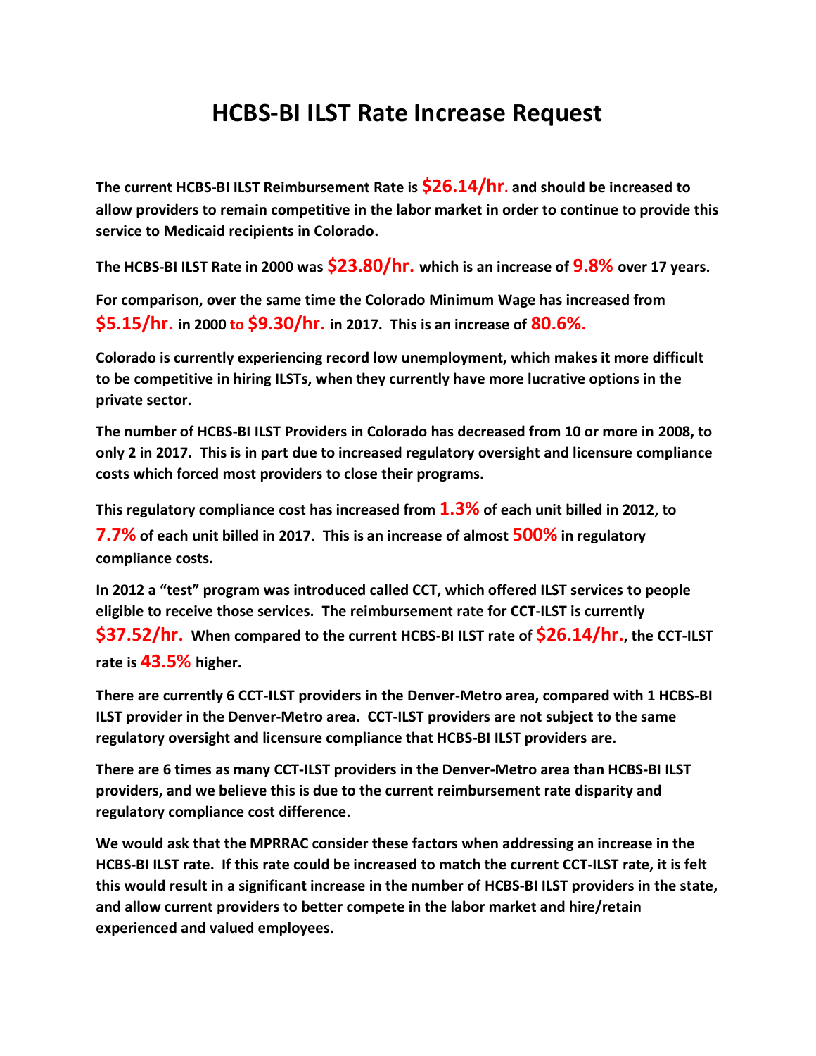# HCBS-BI ILST Rate Increase Request

**The current HCBS-BI ILST Reimbursement Rate is $26.14/hr. and should be increased to allow providers to remain competitive in the labor market in order to continue to provide this service to Medicaid recipients in Colorado.**

**The HCBS-BI ILST Rate in 2000 was $23.80/hr. which is an increase of 9.8% over 17 years.**

**For comparison, over the same time the Colorado Minimum Wage has increased from $5.15/hr. in 2000 to $9.30/hr. in 2017. This is an increase of 80.6%.**

**Colorado is currently experiencing record low unemployment, which makes it more difficult to be competitive in hiring ILSTs, when they currently have more lucrative options in the private sector.**

**The number of HCBS-BI ILST Providers in Colorado has decreased from 10 or more in 2008, to only 2 in 2017. This is in part due to increased regulatory oversight and licensure compliance costs which forced most providers to close their programs.**

**This regulatory compliance cost has increased from 1.3% of each unit billed in 2012, to 7.7% of each unit billed in 2017. This is an increase of almost 500% in regulatory compliance costs.**

**In 2012 a "test" program was introduced called CCT, which offered ILST services to people eligible to receive those services. The reimbursement rate for CCT-ILST is currently $37.52/hr. When compared to the current HCBS-BI ILST rate of $26.14/hr., the CCT-ILST rate is 43.5% higher.**

**There are currently 6 CCT-ILST providers in the Denver-Metro area, compared with 1 HCBS-BI ILST provider in the Denver-Metro area. CCT-ILST providers are not subject to the same regulatory oversight and licensure compliance that HCBS-BI ILST providers are.**

**There are 6 times as many CCT-ILST providers in the Denver-Metro area than HCBS-BI ILST providers, and we believe this is due to the current reimbursement rate disparity and regulatory compliance cost difference.**

**We would ask that the MPRRAC consider these factors when addressing an increase in the HCBS-BI ILST rate. If this rate could be increased to match the current CCT-ILST rate, it is felt this would result in a significant increase in the number of HCBS-BI ILST providers in the state, and allow current providers to better compete in the labor market and hire/retain experienced and valued employees.**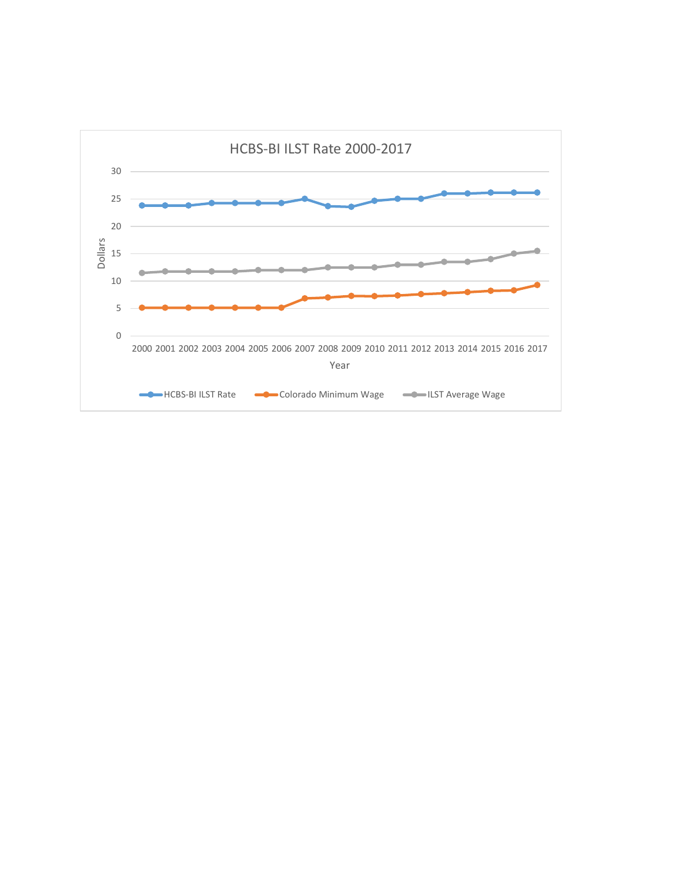HCBS-BI ILST Rate 2000-2017

Dollars

30
25
20
15
10
5
0

2000 2001 2002 2003 2004 2005 2006 2007 2008 2009 2010 2011 2012 2013 2014 2015 2016 2017

Year

HCBS-BI ILST Rate
Colorado Minimum Wage
ILST Average Wage